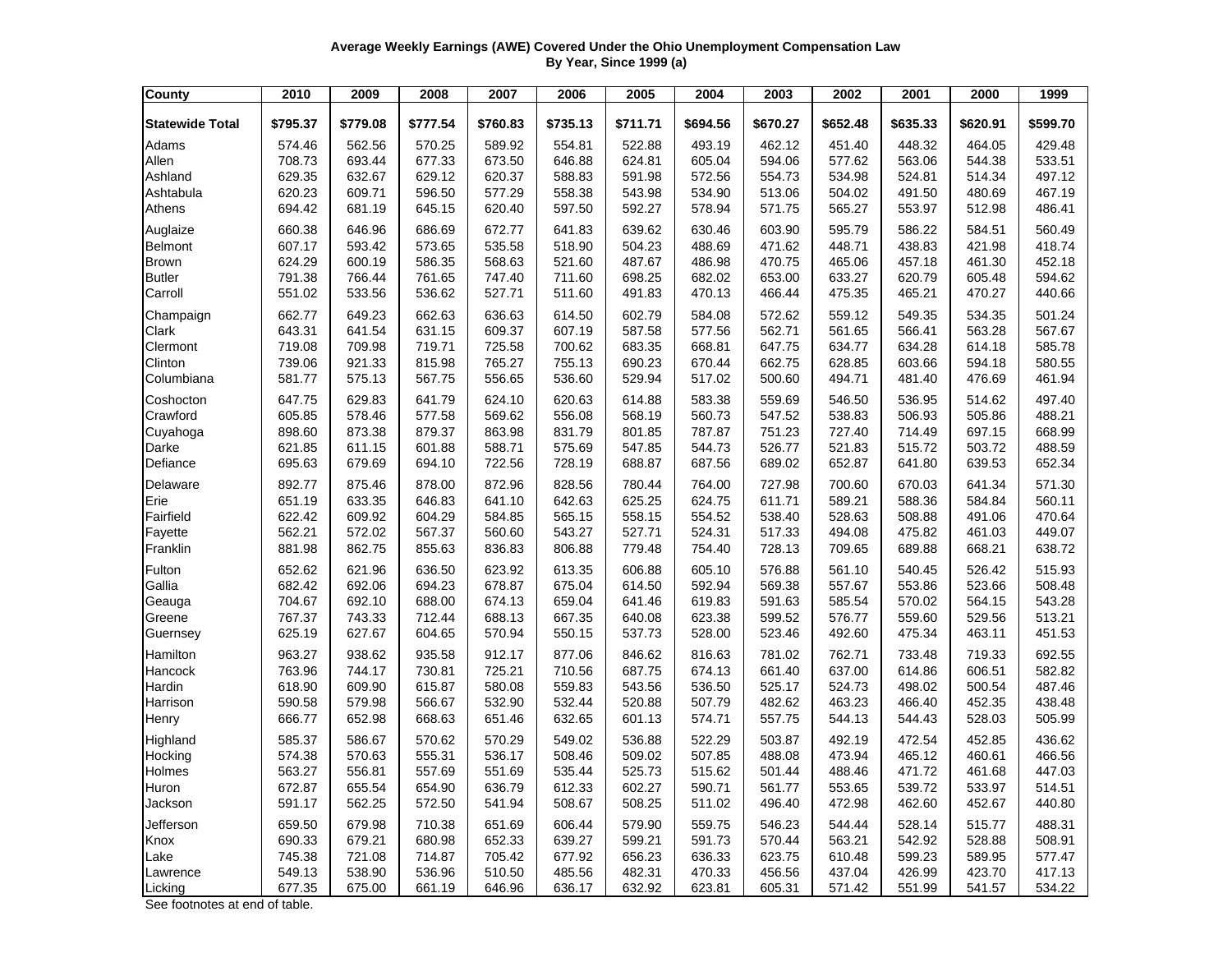**Average Weekly Earnings (AWE) Covered Under the Ohio Unemployment Compensation Law**
**By Year, Since 1999 (a)**

| County | 2010 | 2009 | 2008 | 2007 | 2006 | 2005 | 2004 | 2003 | 2002 | 2001 | 2000 | 1999 |
|---|---|---|---|---|---|---|---|---|---|---|---|---|
| **Statewide Total** | **$795.37** | **$779.08** | **$777.54** | **$760.83** | **$735.13** | **$711.71** | **$694.56** | **$670.27** | **$652.48** | **$635.33** | **$620.91** | **$599.70** |
| Adams | 574.46 | 562.56 | 570.25 | 589.92 | 554.81 | 522.88 | 493.19 | 462.12 | 451.40 | 448.32 | 464.05 | 429.48 |
| Allen | 708.73 | 693.44 | 677.33 | 673.50 | 646.88 | 624.81 | 605.04 | 594.06 | 577.62 | 563.06 | 544.38 | 533.51 |
| Ashland | 629.35 | 632.67 | 629.12 | 620.37 | 588.83 | 591.98 | 572.56 | 554.73 | 534.98 | 524.81 | 514.34 | 497.12 |
| Ashtabula | 620.23 | 609.71 | 596.50 | 577.29 | 558.38 | 543.98 | 534.90 | 513.06 | 504.02 | 491.50 | 480.69 | 467.19 |
| Athens | 694.42 | 681.19 | 645.15 | 620.40 | 597.50 | 592.27 | 578.94 | 571.75 | 565.27 | 553.97 | 512.98 | 486.41 |
| Auglaize | 660.38 | 646.96 | 686.69 | 672.77 | 641.83 | 639.62 | 630.46 | 603.90 | 595.79 | 586.22 | 584.51 | 560.49 |
| Belmont | 607.17 | 593.42 | 573.65 | 535.58 | 518.90 | 504.23 | 488.69 | 471.62 | 448.71 | 438.83 | 421.98 | 418.74 |
| Brown | 624.29 | 600.19 | 586.35 | 568.63 | 521.60 | 487.67 | 486.98 | 470.75 | 465.06 | 457.18 | 461.30 | 452.18 |
| Butler | 791.38 | 766.44 | 761.65 | 747.40 | 711.60 | 698.25 | 682.02 | 653.00 | 633.27 | 620.79 | 605.48 | 594.62 |
| Carroll | 551.02 | 533.56 | 536.62 | 527.71 | 511.60 | 491.83 | 470.13 | 466.44 | 475.35 | 465.21 | 470.27 | 440.66 |
| Champaign | 662.77 | 649.23 | 662.63 | 636.63 | 614.50 | 602.79 | 584.08 | 572.62 | 559.12 | 549.35 | 534.35 | 501.24 |
| Clark | 643.31 | 641.54 | 631.15 | 609.37 | 607.19 | 587.58 | 577.56 | 562.71 | 561.65 | 566.41 | 563.28 | 567.67 |
| Clermont | 719.08 | 709.98 | 719.71 | 725.58 | 700.62 | 683.35 | 668.81 | 647.75 | 634.77 | 634.28 | 614.18 | 585.78 |
| Clinton | 739.06 | 921.33 | 815.98 | 765.27 | 755.13 | 690.23 | 670.44 | 662.75 | 628.85 | 603.66 | 594.18 | 580.55 |
| Columbiana | 581.77 | 575.13 | 567.75 | 556.65 | 536.60 | 529.94 | 517.02 | 500.60 | 494.71 | 481.40 | 476.69 | 461.94 |
| Coshocton | 647.75 | 629.83 | 641.79 | 624.10 | 620.63 | 614.88 | 583.38 | 559.69 | 546.50 | 536.95 | 514.62 | 497.40 |
| Crawford | 605.85 | 578.46 | 577.58 | 569.62 | 556.08 | 568.19 | 560.73 | 547.52 | 538.83 | 506.93 | 505.86 | 488.21 |
| Cuyahoga | 898.60 | 873.38 | 879.37 | 863.98 | 831.79 | 801.85 | 787.87 | 751.23 | 727.40 | 714.49 | 697.15 | 668.99 |
| Darke | 621.85 | 611.15 | 601.88 | 588.71 | 575.69 | 547.85 | 544.73 | 526.77 | 521.83 | 515.72 | 503.72 | 488.59 |
| Defiance | 695.63 | 679.69 | 694.10 | 722.56 | 728.19 | 688.87 | 687.56 | 689.02 | 652.87 | 641.80 | 639.53 | 652.34 |
| Delaware | 892.77 | 875.46 | 878.00 | 872.96 | 828.56 | 780.44 | 764.00 | 727.98 | 700.60 | 670.03 | 641.34 | 571.30 |
| Erie | 651.19 | 633.35 | 646.83 | 641.10 | 642.63 | 625.25 | 624.75 | 611.71 | 589.21 | 588.36 | 584.84 | 560.11 |
| Fairfield | 622.42 | 609.92 | 604.29 | 584.85 | 565.15 | 558.15 | 554.52 | 538.40 | 528.63 | 508.88 | 491.06 | 470.64 |
| Fayette | 562.21 | 572.02 | 567.37 | 560.60 | 543.27 | 527.71 | 524.31 | 517.33 | 494.08 | 475.82 | 461.03 | 449.07 |
| Franklin | 881.98 | 862.75 | 855.63 | 836.83 | 806.88 | 779.48 | 754.40 | 728.13 | 709.65 | 689.88 | 668.21 | 638.72 |
| Fulton | 652.62 | 621.96 | 636.50 | 623.92 | 613.35 | 606.88 | 605.10 | 576.88 | 561.10 | 540.45 | 526.42 | 515.93 |
| Gallia | 682.42 | 692.06 | 694.23 | 678.87 | 675.04 | 614.50 | 592.94 | 569.38 | 557.67 | 553.86 | 523.66 | 508.48 |
| Geauga | 704.67 | 692.10 | 688.00 | 674.13 | 659.04 | 641.46 | 619.83 | 591.63 | 585.54 | 570.02 | 564.15 | 543.28 |
| Greene | 767.37 | 743.33 | 712.44 | 688.13 | 667.35 | 640.08 | 623.38 | 599.52 | 576.77 | 559.60 | 529.56 | 513.21 |
| Guernsey | 625.19 | 627.67 | 604.65 | 570.94 | 550.15 | 537.73 | 528.00 | 523.46 | 492.60 | 475.34 | 463.11 | 451.53 |
| Hamilton | 963.27 | 938.62 | 935.58 | 912.17 | 877.06 | 846.62 | 816.63 | 781.02 | 762.71 | 733.48 | 719.33 | 692.55 |
| Hancock | 763.96 | 744.17 | 730.81 | 725.21 | 710.56 | 687.75 | 674.13 | 661.40 | 637.00 | 614.86 | 606.51 | 582.82 |
| Hardin | 618.90 | 609.90 | 615.87 | 580.08 | 559.83 | 543.56 | 536.50 | 525.17 | 524.73 | 498.02 | 500.54 | 487.46 |
| Harrison | 590.58 | 579.98 | 566.67 | 532.90 | 532.44 | 520.88 | 507.79 | 482.62 | 463.23 | 466.40 | 452.35 | 438.48 |
| Henry | 666.77 | 652.98 | 668.63 | 651.46 | 632.65 | 601.13 | 574.71 | 557.75 | 544.13 | 544.43 | 528.03 | 505.99 |
| Highland | 585.37 | 586.67 | 570.62 | 570.29 | 549.02 | 536.88 | 522.29 | 503.87 | 492.19 | 472.54 | 452.85 | 436.62 |
| Hocking | 574.38 | 570.63 | 555.31 | 536.17 | 508.46 | 509.02 | 507.85 | 488.08 | 473.94 | 465.12 | 460.61 | 466.56 |
| Holmes | 563.27 | 556.81 | 557.69 | 551.69 | 535.44 | 525.73 | 515.62 | 501.44 | 488.46 | 471.72 | 461.68 | 447.03 |
| Huron | 672.87 | 655.54 | 654.90 | 636.79 | 612.33 | 602.27 | 590.71 | 561.77 | 553.65 | 539.72 | 533.97 | 514.51 |
| Jackson | 591.17 | 562.25 | 572.50 | 541.94 | 508.67 | 508.25 | 511.02 | 496.40 | 472.98 | 462.60 | 452.67 | 440.80 |
| Jefferson | 659.50 | 679.98 | 710.38 | 651.69 | 606.44 | 579.90 | 559.75 | 546.23 | 544.44 | 528.14 | 515.77 | 488.31 |
| Knox | 690.33 | 679.21 | 680.98 | 652.33 | 639.27 | 599.21 | 591.73 | 570.44 | 563.21 | 542.92 | 528.88 | 508.91 |
| Lake | 745.38 | 721.08 | 714.87 | 705.42 | 677.92 | 656.23 | 636.33 | 623.75 | 610.48 | 599.23 | 589.95 | 577.47 |
| Lawrence | 549.13 | 538.90 | 536.96 | 510.50 | 485.56 | 482.31 | 470.33 | 456.56 | 437.04 | 426.99 | 423.70 | 417.13 |
| Licking | 677.35 | 675.00 | 661.19 | 646.96 | 636.17 | 632.92 | 623.81 | 605.31 | 571.42 | 551.99 | 541.57 | 534.22 |

See footnotes at end of table.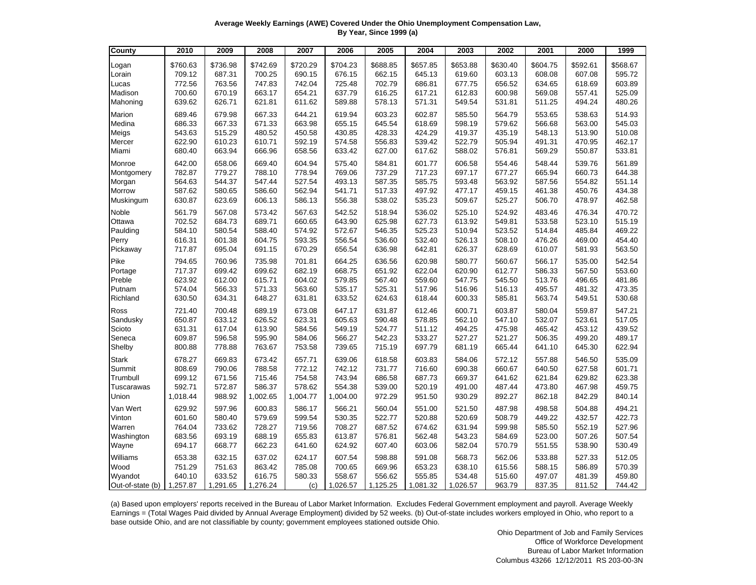**Average Weekly Earnings (AWE) Covered Under the Ohio Unemployment Compensation Law,**
**By Year, Since 1999 (a)**

| County | 2010 | 2009 | 2008 | 2007 | 2006 | 2005 | 2004 | 2003 | 2002 | 2001 | 2000 | 1999 |
|---|---|---|---|---|---|---|---|---|---|---|---|---|
| Logan | $760.63 | $736.98 | $742.69 | $720.29 | $704.23 | $688.85 | $657.85 | $653.88 | $630.40 | $604.75 | $592.61 | $568.67 |
| Lorain | 709.12 | 687.31 | 700.25 | 690.15 | 676.15 | 662.15 | 645.13 | 619.60 | 603.13 | 608.08 | 607.08 | 595.72 |
| Lucas | 772.56 | 763.56 | 747.83 | 742.04 | 725.48 | 702.79 | 686.81 | 677.75 | 656.52 | 634.65 | 618.69 | 603.89 |
| Madison | 700.60 | 670.19 | 663.17 | 654.21 | 637.79 | 616.25 | 617.21 | 612.83 | 600.98 | 569.08 | 557.41 | 525.09 |
| Mahoning | 639.62 | 626.71 | 621.81 | 611.62 | 589.88 | 578.13 | 571.31 | 549.54 | 531.81 | 511.25 | 494.24 | 480.26 |
| Marion | 689.46 | 679.98 | 667.33 | 644.21 | 619.94 | 603.23 | 602.87 | 585.50 | 564.79 | 553.65 | 538.63 | 514.93 |
| Medina | 686.33 | 667.33 | 671.33 | 663.98 | 655.15 | 645.54 | 618.69 | 598.19 | 579.62 | 566.68 | 563.00 | 545.03 |
| Meigs | 543.63 | 515.29 | 480.52 | 450.58 | 430.85 | 428.33 | 424.29 | 419.37 | 435.19 | 548.13 | 513.90 | 510.08 |
| Mercer | 622.90 | 610.23 | 610.71 | 592.19 | 574.58 | 556.83 | 539.42 | 522.79 | 505.94 | 491.31 | 470.95 | 462.17 |
| Miami | 680.40 | 663.94 | 666.96 | 658.56 | 633.42 | 627.00 | 617.62 | 588.02 | 576.81 | 569.29 | 550.87 | 533.81 |
| Monroe | 642.00 | 658.06 | 669.40 | 604.94 | 575.40 | 584.81 | 601.77 | 606.58 | 554.46 | 548.44 | 539.76 | 561.89 |
| Montgomery | 782.87 | 779.27 | 788.10 | 778.94 | 769.06 | 737.29 | 717.23 | 697.17 | 677.27 | 665.94 | 660.73 | 644.38 |
| Morgan | 564.63 | 544.37 | 547.44 | 527.54 | 493.13 | 587.35 | 585.75 | 593.48 | 563.92 | 587.56 | 554.82 | 551.14 |
| Morrow | 587.62 | 580.65 | 586.60 | 562.94 | 541.71 | 517.33 | 497.92 | 477.17 | 459.15 | 461.38 | 450.76 | 434.38 |
| Muskingum | 630.87 | 623.69 | 606.13 | 586.13 | 556.38 | 538.02 | 535.23 | 509.67 | 525.27 | 506.70 | 478.97 | 462.58 |
| Noble | 561.79 | 567.08 | 573.42 | 567.63 | 542.52 | 518.94 | 536.02 | 525.10 | 524.92 | 483.46 | 476.34 | 470.72 |
| Ottawa | 702.52 | 684.73 | 689.71 | 660.65 | 643.90 | 625.98 | 627.73 | 613.92 | 549.81 | 533.58 | 523.10 | 515.19 |
| Paulding | 584.10 | 580.54 | 588.40 | 574.92 | 572.67 | 546.35 | 525.23 | 510.94 | 523.52 | 514.84 | 485.84 | 469.22 |
| Perry | 616.31 | 601.38 | 604.75 | 593.35 | 556.54 | 536.60 | 532.40 | 526.13 | 508.10 | 476.26 | 469.00 | 454.40 |
| Pickaway | 717.87 | 695.04 | 691.15 | 670.29 | 656.54 | 636.98 | 642.81 | 626.37 | 628.69 | 610.07 | 581.93 | 563.50 |
| Pike | 794.65 | 760.96 | 735.98 | 701.81 | 664.25 | 636.56 | 620.98 | 580.77 | 560.67 | 566.17 | 535.00 | 542.54 |
| Portage | 717.37 | 699.42 | 699.62 | 682.19 | 668.75 | 651.92 | 622.04 | 620.90 | 612.77 | 586.33 | 567.50 | 553.60 |
| Preble | 623.92 | 612.00 | 615.71 | 604.02 | 579.85 | 567.40 | 559.60 | 547.75 | 545.50 | 513.76 | 496.65 | 481.86 |
| Putnam | 574.04 | 566.33 | 571.33 | 563.60 | 535.17 | 525.31 | 517.96 | 516.96 | 516.13 | 495.57 | 481.32 | 473.35 |
| Richland | 630.50 | 634.31 | 648.27 | 631.81 | 633.52 | 624.63 | 618.44 | 600.33 | 585.81 | 563.74 | 549.51 | 530.68 |
| Ross | 721.40 | 700.48 | 689.19 | 673.08 | 647.17 | 631.87 | 612.46 | 600.71 | 603.87 | 580.04 | 559.87 | 547.21 |
| Sandusky | 650.87 | 633.12 | 626.52 | 623.31 | 605.63 | 590.48 | 578.85 | 562.10 | 547.10 | 532.07 | 523.61 | 517.05 |
| Scioto | 631.31 | 617.04 | 613.90 | 584.56 | 549.19 | 524.77 | 511.12 | 494.25 | 475.98 | 465.42 | 453.12 | 439.52 |
| Seneca | 609.87 | 596.58 | 595.90 | 584.06 | 566.27 | 542.23 | 533.27 | 527.27 | 521.27 | 506.35 | 499.20 | 489.17 |
| Shelby | 800.88 | 778.88 | 763.67 | 753.58 | 739.65 | 715.19 | 697.79 | 681.19 | 665.44 | 641.10 | 645.30 | 622.94 |
| Stark | 678.27 | 669.83 | 673.42 | 657.71 | 639.06 | 618.58 | 603.83 | 584.06 | 572.12 | 557.88 | 546.50 | 535.09 |
| Summit | 808.69 | 790.06 | 788.58 | 772.12 | 742.12 | 731.77 | 716.60 | 690.38 | 660.67 | 640.50 | 627.58 | 601.71 |
| Trumbull | 699.12 | 671.56 | 715.46 | 754.58 | 743.94 | 686.58 | 687.73 | 669.37 | 641.62 | 621.84 | 629.82 | 623.38 |
| Tuscarawas | 592.71 | 572.87 | 586.37 | 578.62 | 554.38 | 539.00 | 520.19 | 491.00 | 487.44 | 473.80 | 467.98 | 459.75 |
| Union | 1,018.44 | 988.92 | 1,002.65 | 1,004.77 | 1,004.00 | 972.29 | 951.50 | 930.29 | 892.27 | 862.18 | 842.29 | 840.14 |
| Van Wert | 629.92 | 597.96 | 600.83 | 586.17 | 566.21 | 560.04 | 551.00 | 521.50 | 487.98 | 498.58 | 504.88 | 494.21 |
| Vinton | 601.60 | 580.40 | 579.69 | 599.54 | 530.35 | 522.77 | 520.88 | 520.69 | 508.79 | 449.22 | 432.57 | 422.73 |
| Warren | 764.04 | 733.62 | 728.27 | 719.56 | 708.27 | 687.52 | 674.62 | 631.94 | 599.98 | 585.50 | 552.19 | 527.96 |
| Washington | 683.56 | 693.19 | 688.19 | 655.83 | 613.87 | 576.81 | 562.48 | 543.23 | 584.69 | 523.00 | 507.26 | 507.54 |
| Wayne | 694.17 | 668.77 | 662.23 | 641.60 | 624.92 | 607.40 | 603.06 | 582.04 | 570.79 | 551.55 | 538.90 | 530.49 |
| Williams | 653.38 | 632.15 | 637.02 | 624.17 | 607.54 | 598.88 | 591.08 | 568.73 | 562.06 | 533.88 | 527.33 | 512.05 |
| Wood | 751.29 | 751.63 | 863.42 | 785.08 | 700.65 | 669.96 | 653.23 | 638.10 | 615.56 | 588.15 | 586.89 | 570.39 |
| Wyandot | 640.10 | 633.52 | 616.75 | 580.33 | 558.67 | 556.62 | 555.85 | 534.48 | 515.60 | 497.07 | 481.39 | 459.80 |
| Out-of-state (b) | 1,257.87 | 1,291.65 | 1,276.24 | (c) | 1,026.57 | 1,125.25 | 1,081.32 | 1,026.57 | 963.79 | 837.35 | 811.52 | 744.42 |

(a) Based upon employers' reports received in the Bureau of Labor Market Information. Excludes Federal Government employment and payroll. Average Weekly Earnings = (Total Wages Paid divided by Annual Average Employment) divided by 52 weeks. (b) Out-of-state includes workers employed in Ohio, who report to a base outside Ohio, and are not classifiable by county; government employees stationed outside Ohio.

Ohio Department of Job and Family Services
Office of Workforce Development
Bureau of Labor Market Information
Columbus 43266 12/12/2011 RS 203-00-3N